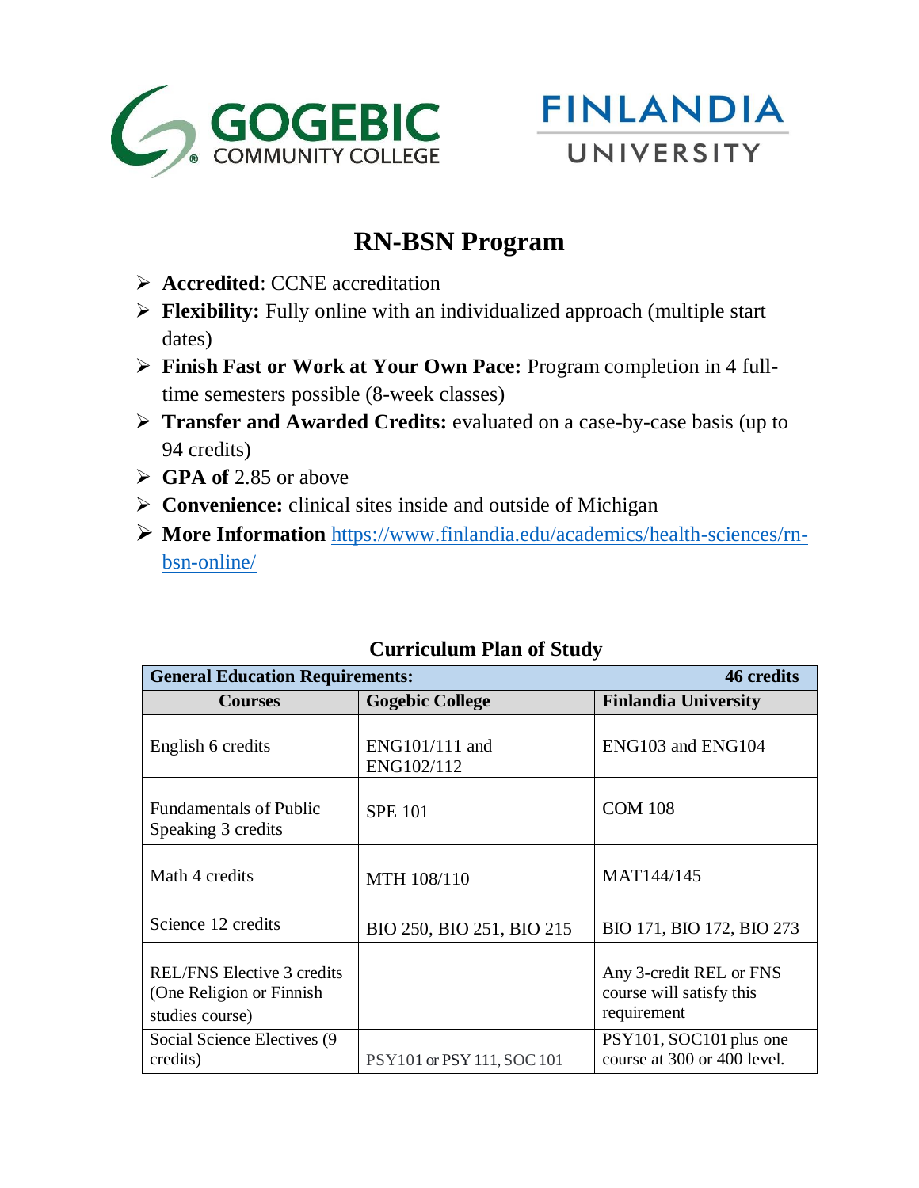GOGEBIC COMMUNITY COLLEGE

FINLANDIA UNIVERSITY

# RN-BSN Program

- **Accredited**: CCNE accreditation
- **Flexibility:** Fully online with an individualized approach (multiple start dates)
- **Finish Fast or Work at Your Own Pace:** Program completion in 4 full-time semesters possible (8-week classes)
- **Transfer and Awarded Credits:** evaluated on a case-by-case basis (up to 94 credits)
- **GPA of** 2.85 or above
- **Convenience:** clinical sites inside and outside of Michigan
- **More Information** [https://www.finlandia.edu/academics/health-sciences/rn-bsn-online/](https://www.finlandia.edu/academics/health-sciences/rn-bsn-online/)

## Curriculum Plan of Study

| **General Education Requirements:** | | **46 credits** |
|---|---|---|
| **Courses** | **Gogebic College** | **Finlandia University** |
| English 6 credits | ENG101/111 and ENG102/112 | ENG103 and ENG104 |
| Fundamentals of Public Speaking 3 credits | SPE 101 | COM 108 |
| Math 4 credits | MTH 108/110 | MAT144/145 |
| Science 12 credits | BIO 250, BIO 251, BIO 215 | BIO 171, BIO 172, BIO 273 |
| REL/FNS Elective 3 credits (One Religion or Finnish studies course) | | Any 3-credit REL or FNS course will satisfy this requirement |
| Social Science Electives (9 credits) | PSY101 or PSY 111, SOC 101 | PSY101, SOC101 plus one course at 300 or 400 level. |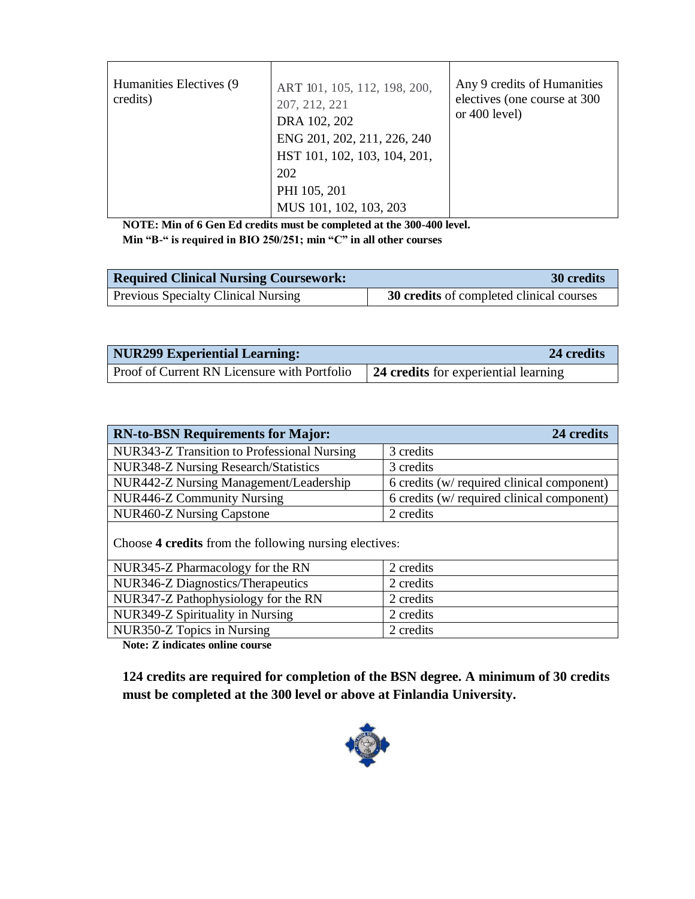| | | |
|---|---|---|
| Humanities Electives (9 credits) | ART 101, 105, 112, 198, 200, 207, 212, 221<br>DRA 102, 202<br>ENG 201, 202, 211, 226, 240<br>HST 101, 102, 103, 104, 201, 202<br>PHI 105, 201<br>MUS 101, 102, 103, 203 | Any 9 credits of Humanities electives (one course at 300 or 400 level) |

**NOTE: Min of 6 Gen Ed credits must be completed at the 300-400 level.**
**Min "B-" is required in BIO 250/251; min "C" in all other courses**

| **Required Clinical Nursing Coursework:** | **30 credits** |
|---|---|
| Previous Specialty Clinical Nursing | **30 credits** of completed clinical courses |

| **NUR299 Experiential Learning:** | **24 credits** |
|---|---|
| Proof of Current RN Licensure with Portfolio | **24 credits** for experiential learning |

| **RN-to-BSN Requirements for Major:** | **24 credits** |
|---|---|
| NUR343-Z Transition to Professional Nursing | 3 credits |
| NUR348-Z Nursing Research/Statistics | 3 credits |
| NUR442-Z Nursing Management/Leadership | 6 credits (w/ required clinical component) |
| NUR446-Z Community Nursing | 6 credits (w/ required clinical component) |
| NUR460-Z Nursing Capstone | 2 credits |
| Choose **4 credits** from the following nursing electives: | |
| NUR345-Z Pharmacology for the RN | 2 credits |
| NUR346-Z Diagnostics/Therapeutics | 2 credits |
| NUR347-Z Pathophysiology for the RN | 2 credits |
| NUR349-Z Spirituality in Nursing | 2 credits |
| NUR350-Z Topics in Nursing | 2 credits |

**Note: Z indicates online course**

**124 credits are required for completion of the BSN degree. A minimum of 30 credits must be completed at the 300 level or above at Finlandia University.**